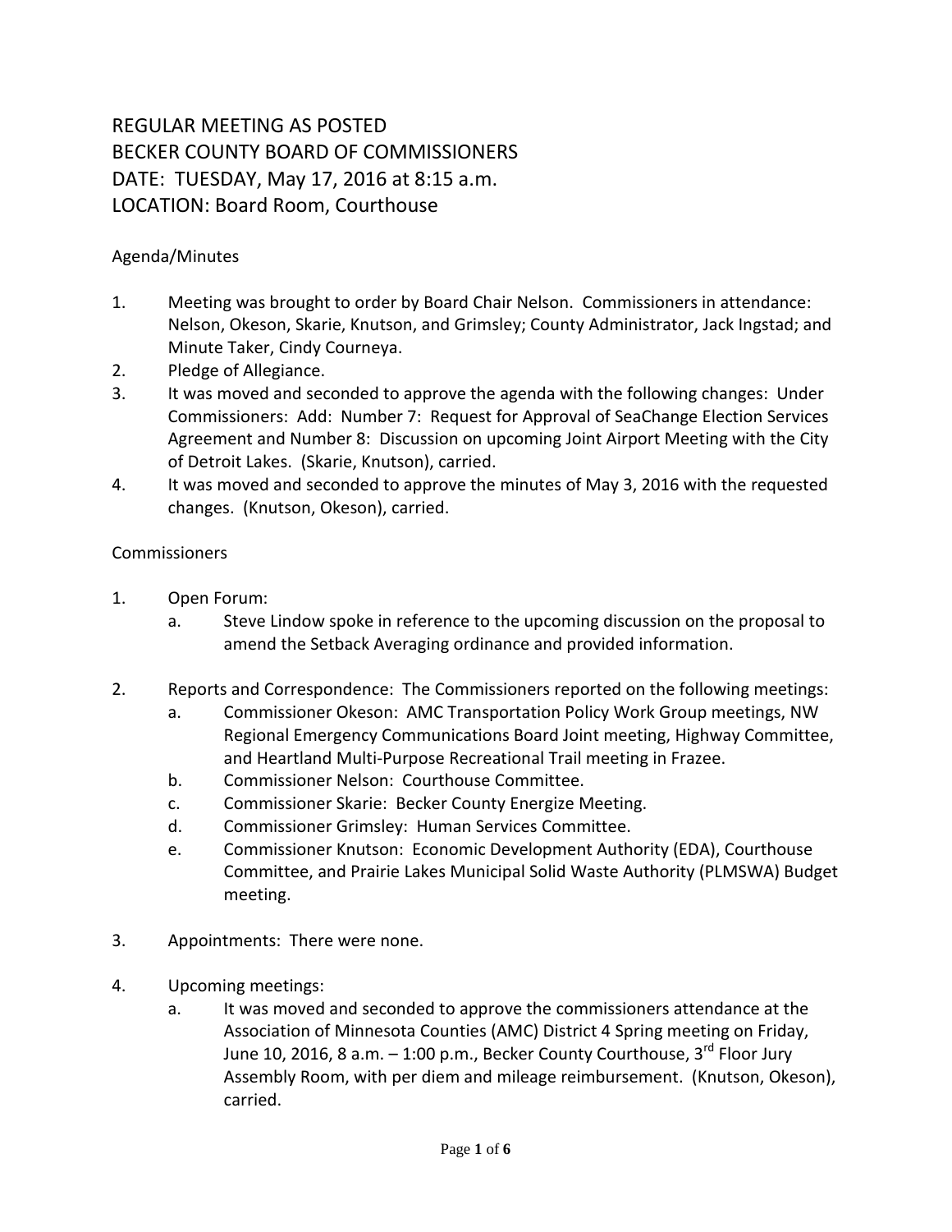# REGULAR MEETING AS POSTED
# BECKER COUNTY BOARD OF COMMISSIONERS
# DATE: TUESDAY, May 17, 2016 at 8:15 a.m.
# LOCATION: Board Room, Courthouse

Agenda/Minutes

1. Meeting was brought to order by Board Chair Nelson. Commissioners in attendance: Nelson, Okeson, Skarie, Knutson, and Grimsley; County Administrator, Jack Ingstad; and Minute Taker, Cindy Courneya.
2. Pledge of Allegiance.
3. It was moved and seconded to approve the agenda with the following changes: Under Commissioners: Add: Number 7: Request for Approval of SeaChange Election Services Agreement and Number 8: Discussion on upcoming Joint Airport Meeting with the City of Detroit Lakes. (Skarie, Knutson), carried.
4. It was moved and seconded to approve the minutes of May 3, 2016 with the requested changes. (Knutson, Okeson), carried.

Commissioners

1. Open Forum:
   a. Steve Lindow spoke in reference to the upcoming discussion on the proposal to amend the Setback Averaging ordinance and provided information.

2. Reports and Correspondence: The Commissioners reported on the following meetings:
   a. Commissioner Okeson: AMC Transportation Policy Work Group meetings, NW Regional Emergency Communications Board Joint meeting, Highway Committee, and Heartland Multi-Purpose Recreational Trail meeting in Frazee.
   b. Commissioner Nelson: Courthouse Committee.
   c. Commissioner Skarie: Becker County Energize Meeting.
   d. Commissioner Grimsley: Human Services Committee.
   e. Commissioner Knutson: Economic Development Authority (EDA), Courthouse Committee, and Prairie Lakes Municipal Solid Waste Authority (PLMSWA) Budget meeting.

3. Appointments: There were none.

4. Upcoming meetings:
   a. It was moved and seconded to approve the commissioners attendance at the Association of Minnesota Counties (AMC) District 4 Spring meeting on Friday, June 10, 2016, 8 a.m. – 1:00 p.m., Becker County Courthouse, 3rd Floor Jury Assembly Room, with per diem and mileage reimbursement. (Knutson, Okeson), carried.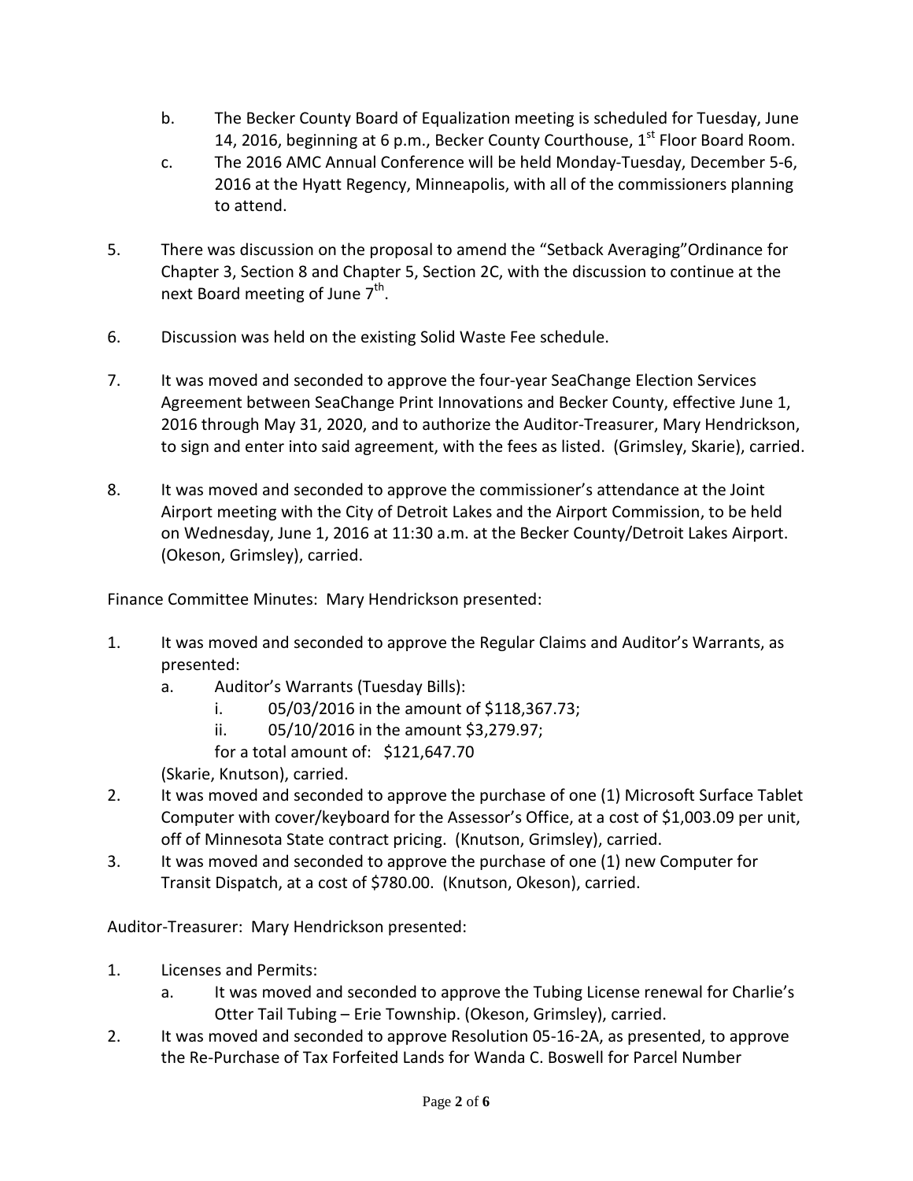b. The Becker County Board of Equalization meeting is scheduled for Tuesday, June 14, 2016, beginning at 6 p.m., Becker County Courthouse, 1st Floor Board Room.

c. The 2016 AMC Annual Conference will be held Monday-Tuesday, December 5-6, 2016 at the Hyatt Regency, Minneapolis, with all of the commissioners planning to attend.

5. There was discussion on the proposal to amend the "Setback Averaging"Ordinance for Chapter 3, Section 8 and Chapter 5, Section 2C, with the discussion to continue at the next Board meeting of June 7th.

6. Discussion was held on the existing Solid Waste Fee schedule.

7. It was moved and seconded to approve the four-year SeaChange Election Services Agreement between SeaChange Print Innovations and Becker County, effective June 1, 2016 through May 31, 2020, and to authorize the Auditor-Treasurer, Mary Hendrickson, to sign and enter into said agreement, with the fees as listed. (Grimsley, Skarie), carried.

8. It was moved and seconded to approve the commissioner's attendance at the Joint Airport meeting with the City of Detroit Lakes and the Airport Commission, to be held on Wednesday, June 1, 2016 at 11:30 a.m. at the Becker County/Detroit Lakes Airport. (Okeson, Grimsley), carried.

Finance Committee Minutes: Mary Hendrickson presented:

1. It was moved and seconded to approve the Regular Claims and Auditor's Warrants, as presented:
   a. Auditor's Warrants (Tuesday Bills):
      i. 05/03/2016 in the amount of $118,367.73;
      ii. 05/10/2016 in the amount $3,279.97;
      
      for a total amount of: $121,647.70
   
   (Skarie, Knutson), carried.
2. It was moved and seconded to approve the purchase of one (1) Microsoft Surface Tablet Computer with cover/keyboard for the Assessor's Office, at a cost of $1,003.09 per unit, off of Minnesota State contract pricing. (Knutson, Grimsley), carried.
3. It was moved and seconded to approve the purchase of one (1) new Computer for Transit Dispatch, at a cost of $780.00. (Knutson, Okeson), carried.

Auditor-Treasurer: Mary Hendrickson presented:

1. Licenses and Permits:
   a. It was moved and seconded to approve the Tubing License renewal for Charlie's Otter Tail Tubing – Erie Township. (Okeson, Grimsley), carried.
2. It was moved and seconded to approve Resolution 05-16-2A, as presented, to approve the Re-Purchase of Tax Forfeited Lands for Wanda C. Boswell for Parcel Number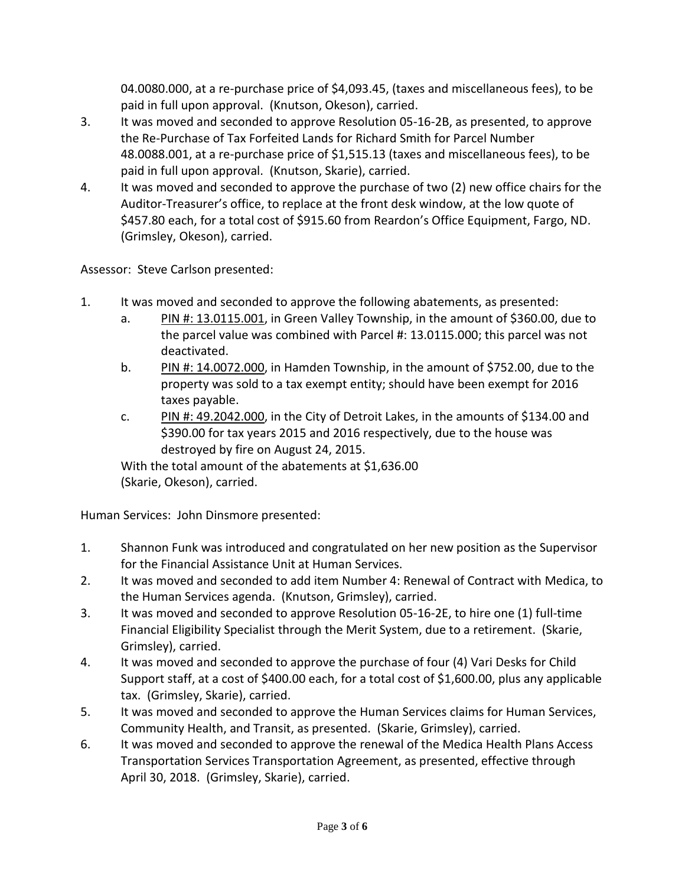04.0080.000, at a re-purchase price of $4,093.45, (taxes and miscellaneous fees), to be paid in full upon approval. (Knutson, Okeson), carried.

3. It was moved and seconded to approve Resolution 05-16-2B, as presented, to approve the Re-Purchase of Tax Forfeited Lands for Richard Smith for Parcel Number 48.0088.001, at a re-purchase price of $1,515.13 (taxes and miscellaneous fees), to be paid in full upon approval. (Knutson, Skarie), carried.
4. It was moved and seconded to approve the purchase of two (2) new office chairs for the Auditor-Treasurer's office, to replace at the front desk window, at the low quote of $457.80 each, for a total cost of $915.60 from Reardon's Office Equipment, Fargo, ND. (Grimsley, Okeson), carried.

Assessor: Steve Carlson presented:

1. It was moved and seconded to approve the following abatements, as presented:
   a. PIN #: 13.0115.001, in Green Valley Township, in the amount of $360.00, due to the parcel value was combined with Parcel #: 13.0115.000; this parcel was not deactivated.
   b. PIN #: 14.0072.000, in Hamden Township, in the amount of $752.00, due to the property was sold to a tax exempt entity; should have been exempt for 2016 taxes payable.
   c. PIN #: 49.2042.000, in the City of Detroit Lakes, in the amounts of $134.00 and $390.00 for tax years 2015 and 2016 respectively, due to the house was destroyed by fire on August 24, 2015.

   With the total amount of the abatements at $1,636.00
   (Skarie, Okeson), carried.

Human Services: John Dinsmore presented:

1. Shannon Funk was introduced and congratulated on her new position as the Supervisor for the Financial Assistance Unit at Human Services.
2. It was moved and seconded to add item Number 4: Renewal of Contract with Medica, to the Human Services agenda. (Knutson, Grimsley), carried.
3. It was moved and seconded to approve Resolution 05-16-2E, to hire one (1) full-time Financial Eligibility Specialist through the Merit System, due to a retirement. (Skarie, Grimsley), carried.
4. It was moved and seconded to approve the purchase of four (4) Vari Desks for Child Support staff, at a cost of $400.00 each, for a total cost of $1,600.00, plus any applicable tax. (Grimsley, Skarie), carried.
5. It was moved and seconded to approve the Human Services claims for Human Services, Community Health, and Transit, as presented. (Skarie, Grimsley), carried.
6. It was moved and seconded to approve the renewal of the Medica Health Plans Access Transportation Services Transportation Agreement, as presented, effective through April 30, 2018. (Grimsley, Skarie), carried.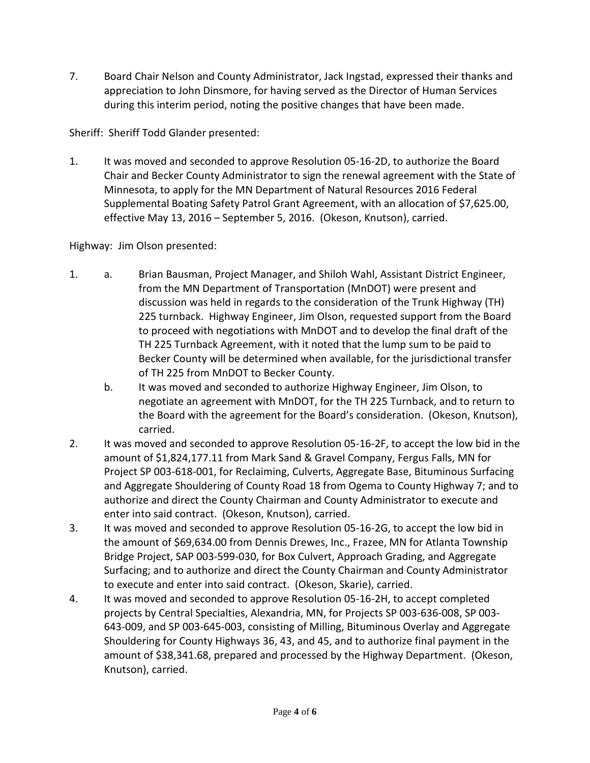7. Board Chair Nelson and County Administrator, Jack Ingstad, expressed their thanks and appreciation to John Dinsmore, for having served as the Director of Human Services during this interim period, noting the positive changes that have been made.

Sheriff: Sheriff Todd Glander presented:

1. It was moved and seconded to approve Resolution 05-16-2D, to authorize the Board Chair and Becker County Administrator to sign the renewal agreement with the State of Minnesota, to apply for the MN Department of Natural Resources 2016 Federal Supplemental Boating Safety Patrol Grant Agreement, with an allocation of $7,625.00, effective May 13, 2016 – September 5, 2016. (Okeson, Knutson), carried.

Highway: Jim Olson presented:

1. a. Brian Bausman, Project Manager, and Shiloh Wahl, Assistant District Engineer, from the MN Department of Transportation (MnDOT) were present and discussion was held in regards to the consideration of the Trunk Highway (TH) 225 turnback. Highway Engineer, Jim Olson, requested support from the Board to proceed with negotiations with MnDOT and to develop the final draft of the TH 225 Turnback Agreement, with it noted that the lump sum to be paid to Becker County will be determined when available, for the jurisdictional transfer of TH 225 from MnDOT to Becker County.

   b. It was moved and seconded to authorize Highway Engineer, Jim Olson, to negotiate an agreement with MnDOT, for the TH 225 Turnback, and to return to the Board with the agreement for the Board's consideration. (Okeson, Knutson), carried.

2. It was moved and seconded to approve Resolution 05-16-2F, to accept the low bid in the amount of $1,824,177.11 from Mark Sand & Gravel Company, Fergus Falls, MN for Project SP 003-618-001, for Reclaiming, Culverts, Aggregate Base, Bituminous Surfacing and Aggregate Shouldering of County Road 18 from Ogema to County Highway 7; and to authorize and direct the County Chairman and County Administrator to execute and enter into said contract. (Okeson, Knutson), carried.

3. It was moved and seconded to approve Resolution 05-16-2G, to accept the low bid in the amount of $69,634.00 from Dennis Drewes, Inc., Frazee, MN for Atlanta Township Bridge Project, SAP 003-599-030, for Box Culvert, Approach Grading, and Aggregate Surfacing; and to authorize and direct the County Chairman and County Administrator to execute and enter into said contract. (Okeson, Skarie), carried.

4. It was moved and seconded to approve Resolution 05-16-2H, to accept completed projects by Central Specialties, Alexandria, MN, for Projects SP 003-636-008, SP 003-643-009, and SP 003-645-003, consisting of Milling, Bituminous Overlay and Aggregate Shouldering for County Highways 36, 43, and 45, and to authorize final payment in the amount of $38,341.68, prepared and processed by the Highway Department. (Okeson, Knutson), carried.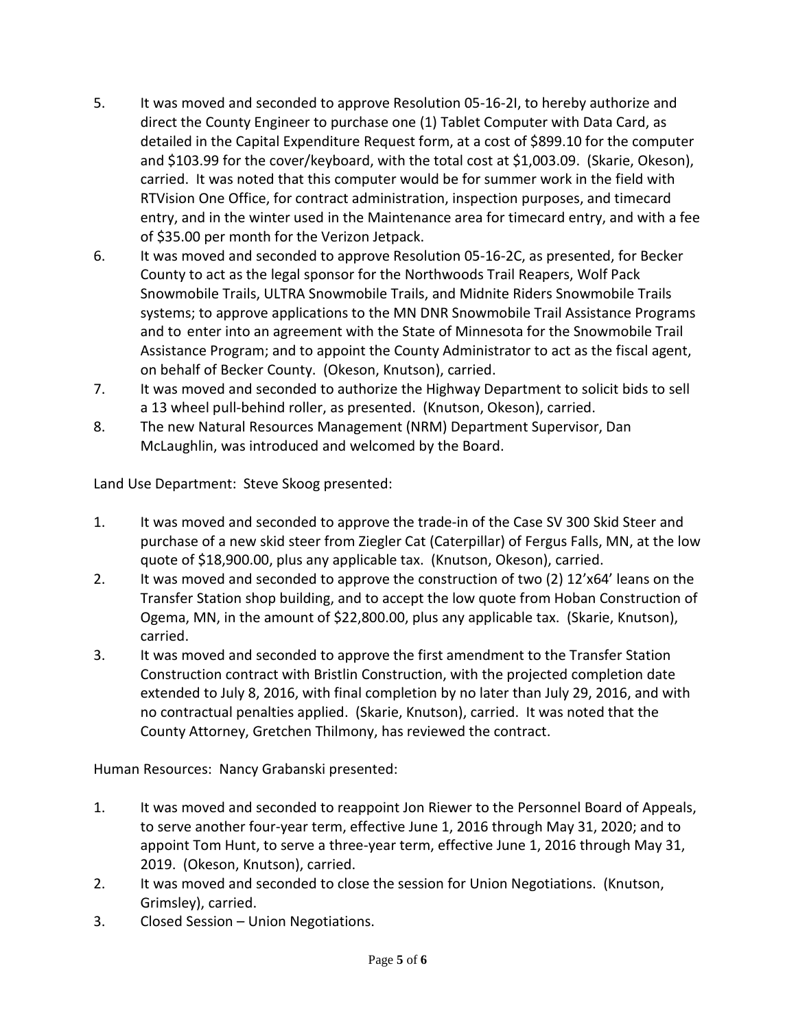5. It was moved and seconded to approve Resolution 05-16-2I, to hereby authorize and direct the County Engineer to purchase one (1) Tablet Computer with Data Card, as detailed in the Capital Expenditure Request form, at a cost of $899.10 for the computer and $103.99 for the cover/keyboard, with the total cost at $1,003.09. (Skarie, Okeson), carried. It was noted that this computer would be for summer work in the field with RTVision One Office, for contract administration, inspection purposes, and timecard entry, and in the winter used in the Maintenance area for timecard entry, and with a fee of $35.00 per month for the Verizon Jetpack.
6. It was moved and seconded to approve Resolution 05-16-2C, as presented, for Becker County to act as the legal sponsor for the Northwoods Trail Reapers, Wolf Pack Snowmobile Trails, ULTRA Snowmobile Trails, and Midnite Riders Snowmobile Trails systems; to approve applications to the MN DNR Snowmobile Trail Assistance Programs and to enter into an agreement with the State of Minnesota for the Snowmobile Trail Assistance Program; and to appoint the County Administrator to act as the fiscal agent, on behalf of Becker County. (Okeson, Knutson), carried.
7. It was moved and seconded to authorize the Highway Department to solicit bids to sell a 13 wheel pull-behind roller, as presented. (Knutson, Okeson), carried.
8. The new Natural Resources Management (NRM) Department Supervisor, Dan McLaughlin, was introduced and welcomed by the Board.

Land Use Department: Steve Skoog presented:

1. It was moved and seconded to approve the trade-in of the Case SV 300 Skid Steer and purchase of a new skid steer from Ziegler Cat (Caterpillar) of Fergus Falls, MN, at the low quote of $18,900.00, plus any applicable tax. (Knutson, Okeson), carried.
2. It was moved and seconded to approve the construction of two (2) 12'x64' leans on the Transfer Station shop building, and to accept the low quote from Hoban Construction of Ogema, MN, in the amount of $22,800.00, plus any applicable tax. (Skarie, Knutson), carried.
3. It was moved and seconded to approve the first amendment to the Transfer Station Construction contract with Bristlin Construction, with the projected completion date extended to July 8, 2016, with final completion by no later than July 29, 2016, and with no contractual penalties applied. (Skarie, Knutson), carried. It was noted that the County Attorney, Gretchen Thilmony, has reviewed the contract.

Human Resources: Nancy Grabanski presented:

1. It was moved and seconded to reappoint Jon Riewer to the Personnel Board of Appeals, to serve another four-year term, effective June 1, 2016 through May 31, 2020; and to appoint Tom Hunt, to serve a three-year term, effective June 1, 2016 through May 31, 2019. (Okeson, Knutson), carried.
2. It was moved and seconded to close the session for Union Negotiations. (Knutson, Grimsley), carried.
3. Closed Session – Union Negotiations.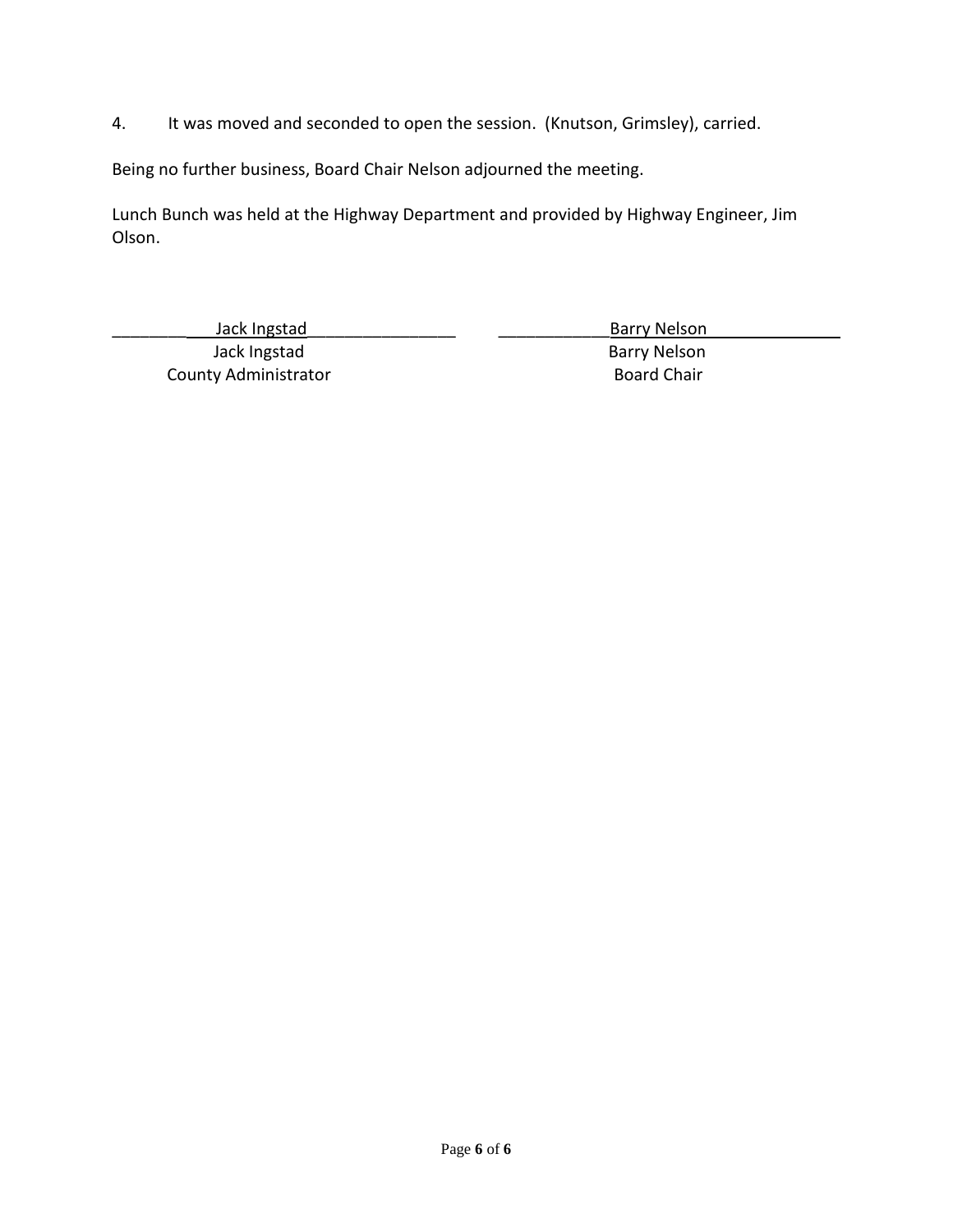4. It was moved and seconded to open the session. (Knutson, Grimsley), carried.

Being no further business, Board Chair Nelson adjourned the meeting.

Lunch Bunch was held at the Highway Department and provided by Highway Engineer, Jim Olson.

| | |
|---|---|
| ___Jack Ingstad___ | ___Barry Nelson___ |
| Jack Ingstad | Barry Nelson |
| County Administrator | Board Chair |